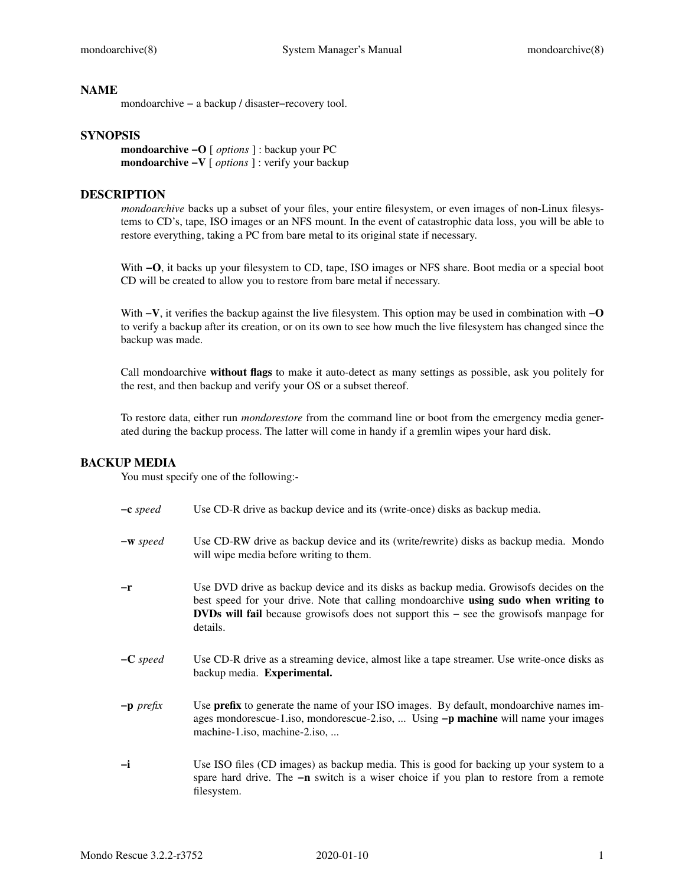## NAME

mondoarchive − a backup / disaster−recovery tool.

## SYNOPSIS

**mondoarchive −O** [ *options* ] : backup your PC
**mondoarchive −V** [ *options* ] : verify your backup

## DESCRIPTION

*mondoarchive* backs up a subset of your files, your entire filesystem, or even images of non-Linux filesystems to CD's, tape, ISO images or an NFS mount. In the event of catastrophic data loss, you will be able to restore everything, taking a PC from bare metal to its original state if necessary.

With **−O**, it backs up your filesystem to CD, tape, ISO images or NFS share. Boot media or a special boot CD will be created to allow you to restore from bare metal if necessary.

With **−V**, it verifies the backup against the live filesystem. This option may be used in combination with **−O** to verify a backup after its creation, or on its own to see how much the live filesystem has changed since the backup was made.

Call mondoarchive **without flags** to make it auto-detect as many settings as possible, ask you politely for the rest, and then backup and verify your OS or a subset thereof.

To restore data, either run *mondorestore* from the command line or boot from the emergency media generated during the backup process. The latter will come in handy if a gremlin wipes your hard disk.

## BACKUP MEDIA

You must specify one of the following:-

**−c** *speed*
Use CD-R drive as backup device and its (write-once) disks as backup media.

**−w** *speed*
Use CD-RW drive as backup device and its (write/rewrite) disks as backup media. Mondo will wipe media before writing to them.

**−r**
Use DVD drive as backup device and its disks as backup media. Growisofs decides on the best speed for your drive. Note that calling mondoarchive **using sudo when writing to DVDs will fail** because growisofs does not support this − see the growisofs manpage for details.

**−C** *speed*
Use CD-R drive as a streaming device, almost like a tape streamer. Use write-once disks as backup media. **Experimental.**

**−p** *prefix*
Use **prefix** to generate the name of your ISO images. By default, mondoarchive names images mondorescue-1.iso, mondorescue-2.iso, ... Using **−p machine** will name your images machine-1.iso, machine-2.iso, ...

**−i**
Use ISO files (CD images) as backup media. This is good for backing up your system to a spare hard drive. The **−n** switch is a wiser choice if you plan to restore from a remote filesystem.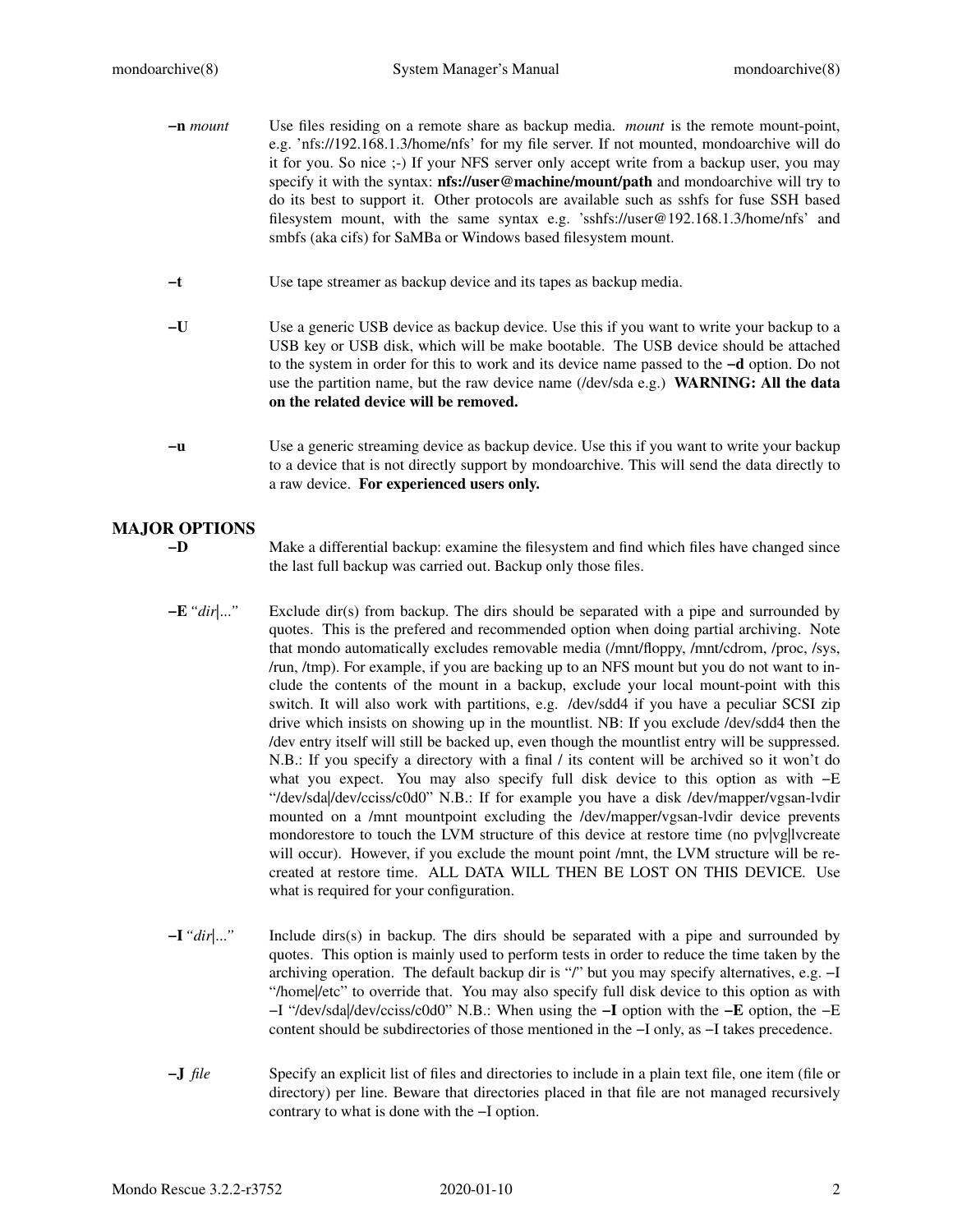**−n** *mount*
: Use files residing on a remote share as backup media. *mount* is the remote mount-point, e.g. 'nfs://192.168.1.3/home/nfs' for my file server. If not mounted, mondoarchive will do it for you. So nice ;-) If your NFS server only accept write from a backup user, you may specify it with the syntax: **nfs://user@machine/mount/path** and mondoarchive will try to do its best to support it. Other protocols are available such as sshfs for fuse SSH based filesystem mount, with the same syntax e.g. 'sshfs://user@192.168.1.3/home/nfs' and smbfs (aka cifs) for SaMBa or Windows based filesystem mount.

**−t**
: Use tape streamer as backup device and its tapes as backup media.

**−U**
: Use a generic USB device as backup device. Use this if you want to write your backup to a USB key or USB disk, which will be make bootable. The USB device should be attached to the system in order for this to work and its device name passed to the **−d** option. Do not use the partition name, but the raw device name (/dev/sda e.g.) **WARNING: All the data on the related device will be removed.**

**−u**
: Use a generic streaming device as backup device. Use this if you want to write your backup to a device that is not directly support by mondoarchive. This will send the data directly to a raw device. **For experienced users only.**

## MAJOR OPTIONS

**−D**
: Make a differential backup: examine the filesystem and find which files have changed since the last full backup was carried out. Backup only those files.

**−E** *"dir|..."*
: Exclude dir(s) from backup. The dirs should be separated with a pipe and surrounded by quotes. This is the prefered and recommended option when doing partial archiving. Note that mondo automatically excludes removable media (/mnt/floppy, /mnt/cdrom, /proc, /sys, /run, /tmp). For example, if you are backing up to an NFS mount but you do not want to include the contents of the mount in a backup, exclude your local mount-point with this switch. It will also work with partitions, e.g. /dev/sdd4 if you have a peculiar SCSI zip drive which insists on showing up in the mountlist. NB: If you exclude /dev/sdd4 then the /dev entry itself will still be backed up, even though the mountlist entry will be suppressed. N.B.: If you specify a directory with a final / its content will be archived so it won't do what you expect. You may also specify full disk device to this option as with −E "/dev/sda|/dev/cciss/c0d0" N.B.: If for example you have a disk /dev/mapper/vgsan-lvdir mounted on a /mnt mountpoint excluding the /dev/mapper/vgsan-lvdir device prevents mondorestore to touch the LVM structure of this device at restore time (no pv|vg|lvcreate will occur). However, if you exclude the mount point /mnt, the LVM structure will be recreated at restore time. ALL DATA WILL THEN BE LOST ON THIS DEVICE. Use what is required for your configuration.

**−I** *"dir|..."*
: Include dirs(s) in backup. The dirs should be separated with a pipe and surrounded by quotes. This option is mainly used to perform tests in order to reduce the time taken by the archiving operation. The default backup dir is "/" but you may specify alternatives, e.g. −I "/home|/etc" to override that. You may also specify full disk device to this option as with −I "/dev/sda|/dev/cciss/c0d0" N.B.: When using the **−I** option with the **−E** option, the −E content should be subdirectories of those mentioned in the −I only, as −I takes precedence.

**−J** *file*
: Specify an explicit list of files and directories to include in a plain text file, one item (file or directory) per line. Beware that directories placed in that file are not managed recursively contrary to what is done with the −I option.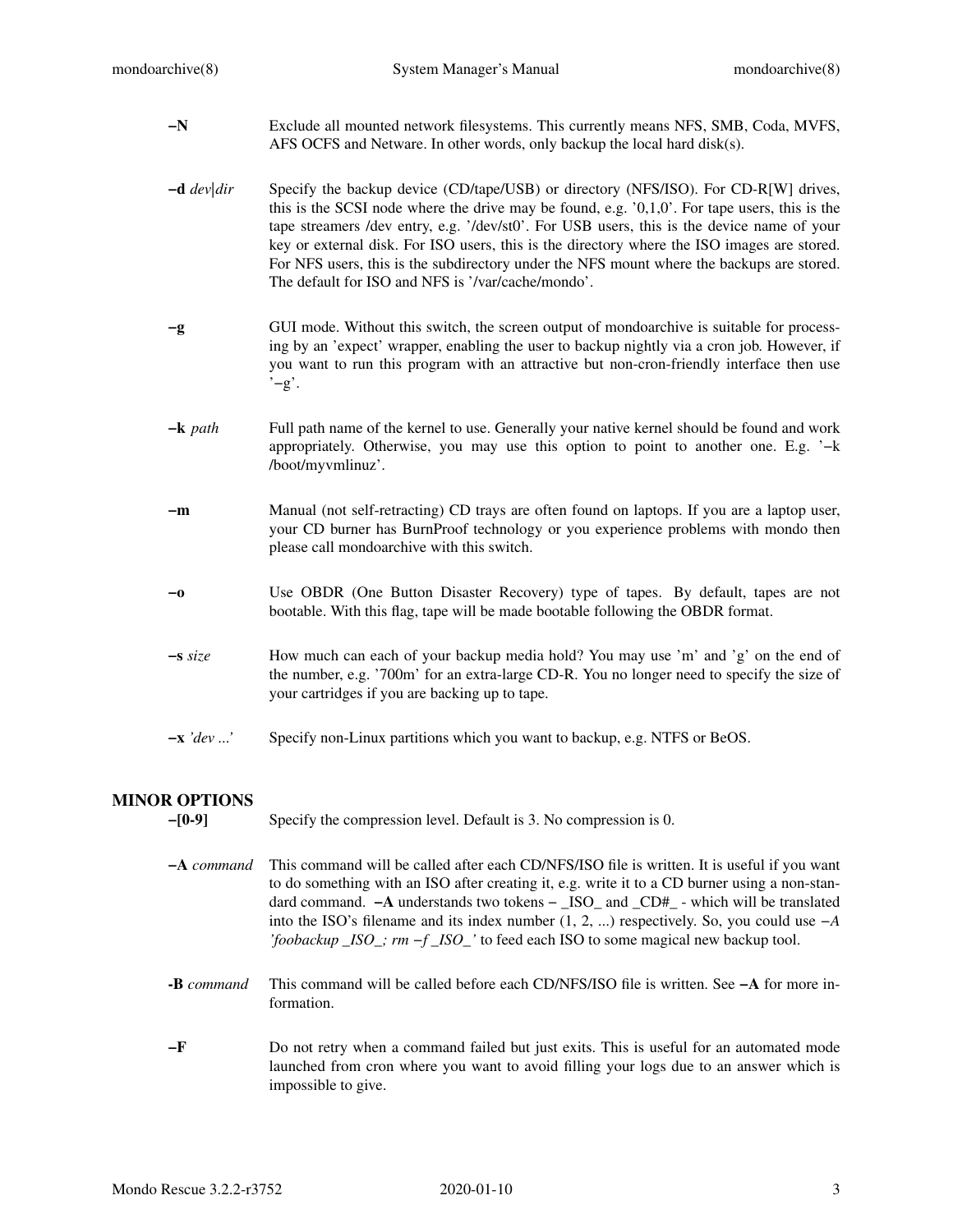**−N**
Exclude all mounted network filesystems. This currently means NFS, SMB, Coda, MVFS, AFS OCFS and Netware. In other words, only backup the local hard disk(s).

**−d** *dev|dir*
Specify the backup device (CD/tape/USB) or directory (NFS/ISO). For CD-R[W] drives, this is the SCSI node where the drive may be found, e.g. '0,1,0'. For tape users, this is the tape streamers /dev entry, e.g. '/dev/st0'. For USB users, this is the device name of your key or external disk. For ISO users, this is the directory where the ISO images are stored. For NFS users, this is the subdirectory under the NFS mount where the backups are stored. The default for ISO and NFS is '/var/cache/mondo'.

**−g**
GUI mode. Without this switch, the screen output of mondoarchive is suitable for processing by an 'expect' wrapper, enabling the user to backup nightly via a cron job. However, if you want to run this program with an attractive but non-cron-friendly interface then use '−g'.

**−k** *path*
Full path name of the kernel to use. Generally your native kernel should be found and work appropriately. Otherwise, you may use this option to point to another one. E.g. '−k /boot/myvmlinuz'.

**−m**
Manual (not self-retracting) CD trays are often found on laptops. If you are a laptop user, your CD burner has BurnProof technology or you experience problems with mondo then please call mondoarchive with this switch.

**−o**
Use OBDR (One Button Disaster Recovery) type of tapes. By default, tapes are not bootable. With this flag, tape will be made bootable following the OBDR format.

**−s** *size*
How much can each of your backup media hold? You may use 'm' and 'g' on the end of the number, e.g. '700m' for an extra-large CD-R. You no longer need to specify the size of your cartridges if you are backing up to tape.

**−x** *'dev ...'*
Specify non-Linux partitions which you want to backup, e.g. NTFS or BeOS.

## MINOR OPTIONS

**−[0-9]**
Specify the compression level. Default is 3. No compression is 0.

**−A** *command*
This command will be called after each CD/NFS/ISO file is written. It is useful if you want to do something with an ISO after creating it, e.g. write it to a CD burner using a non-standard command. **−A** understands two tokens − _ISO_ and _CD#_ - which will be translated into the ISO's filename and its index number (1, 2, ...) respectively. So, you could use *−A 'foobackup _ISO_; rm −f _ISO_'* to feed each ISO to some magical new backup tool.

**-B** *command*
This command will be called before each CD/NFS/ISO file is written. See **−A** for more information.

**−F**
Do not retry when a command failed but just exits. This is useful for an automated mode launched from cron where you want to avoid filling your logs due to an answer which is impossible to give.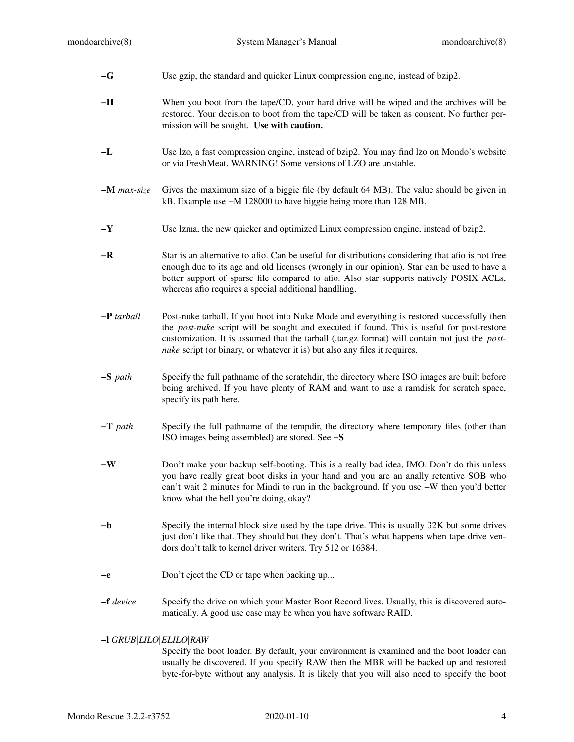**−G** Use gzip, the standard and quicker Linux compression engine, instead of bzip2.

**−H** When you boot from the tape/CD, your hard drive will be wiped and the archives will be restored. Your decision to boot from the tape/CD will be taken as consent. No further permission will be sought. **Use with caution.**

**−L** Use lzo, a fast compression engine, instead of bzip2. You may find lzo on Mondo's website or via FreshMeat. WARNING! Some versions of LZO are unstable.

**−M** *max-size* Gives the maximum size of a biggie file (by default 64 MB). The value should be given in kB. Example use −M 128000 to have biggie being more than 128 MB.

**−Y** Use lzma, the new quicker and optimized Linux compression engine, instead of bzip2.

**−R** Star is an alternative to afio. Can be useful for distributions considering that afio is not free enough due to its age and old licenses (wrongly in our opinion). Star can be used to have a better support of sparse file compared to afio. Also star supports natively POSIX ACLs, whereas afio requires a special additional handlling.

**−P** *tarball* Post-nuke tarball. If you boot into Nuke Mode and everything is restored successfully then the *post-nuke* script will be sought and executed if found. This is useful for post-restore customization. It is assumed that the tarball (.tar.gz format) will contain not just the *post-nuke* script (or binary, or whatever it is) but also any files it requires.

**−S** *path* Specify the full pathname of the scratchdir, the directory where ISO images are built before being archived. If you have plenty of RAM and want to use a ramdisk for scratch space, specify its path here.

**−T** *path* Specify the full pathname of the tempdir, the directory where temporary files (other than ISO images being assembled) are stored. See **−S**

**−W** Don't make your backup self-booting. This is a really bad idea, IMO. Don't do this unless you have really great boot disks in your hand and you are an anally retentive SOB who can't wait 2 minutes for Mindi to run in the background. If you use −W then you'd better know what the hell you're doing, okay?

**−b** Specify the internal block size used by the tape drive. This is usually 32K but some drives just don't like that. They should but they don't. That's what happens when tape drive vendors don't talk to kernel driver writers. Try 512 or 16384.

**−e** Don't eject the CD or tape when backing up...

**−f** *device* Specify the drive on which your Master Boot Record lives. Usually, this is discovered automatically. A good use case may be when you have software RAID.

**−l** *GRUB|LILO|ELILO|RAW*

Specify the boot loader. By default, your environment is examined and the boot loader can usually be discovered. If you specify RAW then the MBR will be backed up and restored byte-for-byte without any analysis. It is likely that you will also need to specify the boot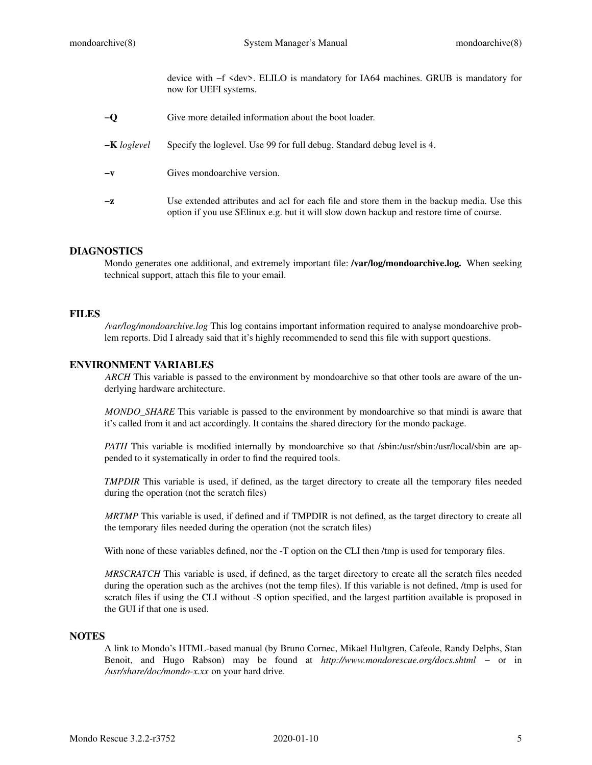device with −f <dev>. ELILO is mandatory for IA64 machines. GRUB is mandatory for now for UEFI systems.

**−Q**
Give more detailed information about the boot loader.

**−K** *loglevel*
Specify the loglevel. Use 99 for full debug. Standard debug level is 4.

**−v**
Gives mondoarchive version.

**−z**
Use extended attributes and acl for each file and store them in the backup media. Use this option if you use SElinux e.g. but it will slow down backup and restore time of course.

## DIAGNOSTICS

Mondo generates one additional, and extremely important file: **/var/log/mondoarchive.log.** When seeking technical support, attach this file to your email.

## FILES

*/var/log/mondoarchive.log* This log contains important information required to analyse mondoarchive problem reports. Did I already said that it's highly recommended to send this file with support questions.

## ENVIRONMENT VARIABLES

*ARCH* This variable is passed to the environment by mondoarchive so that other tools are aware of the underlying hardware architecture.

*MONDO_SHARE* This variable is passed to the environment by mondoarchive so that mindi is aware that it's called from it and act accordingly. It contains the shared directory for the mondo package.

*PATH* This variable is modified internally by mondoarchive so that /sbin:/usr/sbin:/usr/local/sbin are appended to it systematically in order to find the required tools.

*TMPDIR* This variable is used, if defined, as the target directory to create all the temporary files needed during the operation (not the scratch files)

*MRTMP* This variable is used, if defined and if TMPDIR is not defined, as the target directory to create all the temporary files needed during the operation (not the scratch files)

With none of these variables defined, nor the -T option on the CLI then /tmp is used for temporary files.

*MRSCRATCH* This variable is used, if defined, as the target directory to create all the scratch files needed during the operation such as the archives (not the temp files). If this variable is not defined, /tmp is used for scratch files if using the CLI without -S option specified, and the largest partition available is proposed in the GUI if that one is used.

## NOTES

A link to Mondo's HTML-based manual (by Bruno Cornec, Mikael Hultgren, Cafeole, Randy Delphs, Stan Benoit, and Hugo Rabson) may be found at *http://www.mondorescue.org/docs.shtml* − or in */usr/share/doc/mondo-x.xx* on your hard drive.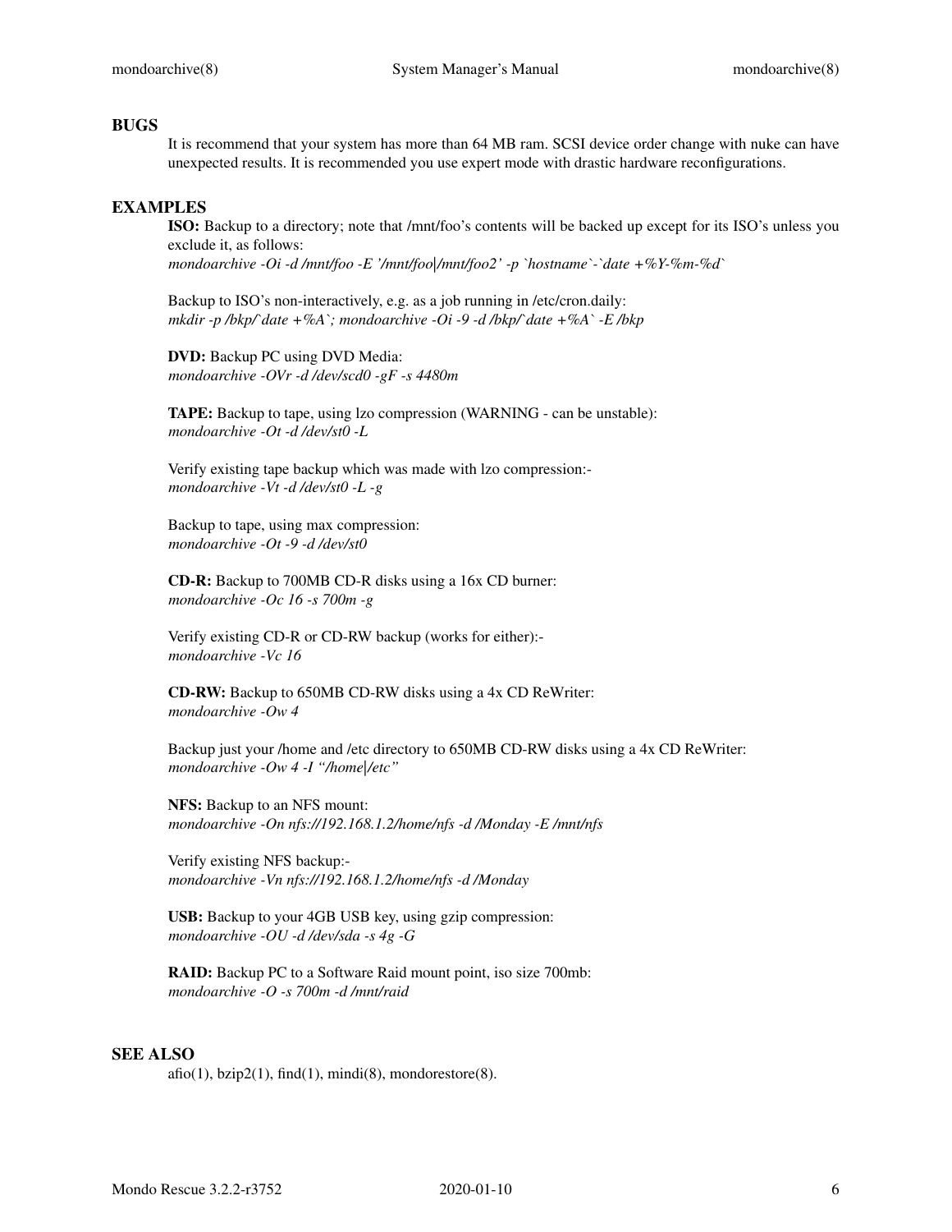## BUGS

It is recommend that your system has more than 64 MB ram. SCSI device order change with nuke can have unexpected results. It is recommended you use expert mode with drastic hardware reconfigurations.

## EXAMPLES

**ISO:** Backup to a directory; note that /mnt/foo's contents will be backed up except for its ISO's unless you exclude it, as follows:
*mondoarchive -Oi -d /mnt/foo -E '/mnt/foo|/mnt/foo2' -p `hostname`-`date +%Y-%m-%d`*

Backup to ISO's non-interactively, e.g. as a job running in /etc/cron.daily:
*mkdir -p /bkp/`date +%A`; mondoarchive -Oi -9 -d /bkp/`date +%A` -E /bkp*

**DVD:** Backup PC using DVD Media:
*mondoarchive -OVr -d /dev/scd0 -gF -s 4480m*

**TAPE:** Backup to tape, using lzo compression (WARNING - can be unstable):
*mondoarchive -Ot -d /dev/st0 -L*

Verify existing tape backup which was made with lzo compression:-
*mondoarchive -Vt -d /dev/st0 -L -g*

Backup to tape, using max compression:
*mondoarchive -Ot -9 -d /dev/st0*

**CD-R:** Backup to 700MB CD-R disks using a 16x CD burner:
*mondoarchive -Oc 16 -s 700m -g*

Verify existing CD-R or CD-RW backup (works for either):-
*mondoarchive -Vc 16*

**CD-RW:** Backup to 650MB CD-RW disks using a 4x CD ReWriter:
*mondoarchive -Ow 4*

Backup just your /home and /etc directory to 650MB CD-RW disks using a 4x CD ReWriter:
*mondoarchive -Ow 4 -I "/home|/etc"*

**NFS:** Backup to an NFS mount:
*mondoarchive -On nfs://192.168.1.2/home/nfs -d /Monday -E /mnt/nfs*

Verify existing NFS backup:-
*mondoarchive -Vn nfs://192.168.1.2/home/nfs -d /Monday*

**USB:** Backup to your 4GB USB key, using gzip compression:
*mondoarchive -OU -d /dev/sda -s 4g -G*

**RAID:** Backup PC to a Software Raid mount point, iso size 700mb:
*mondoarchive -O -s 700m -d /mnt/raid*

## SEE ALSO

afio(1), bzip2(1), find(1), mindi(8), mondorestore(8).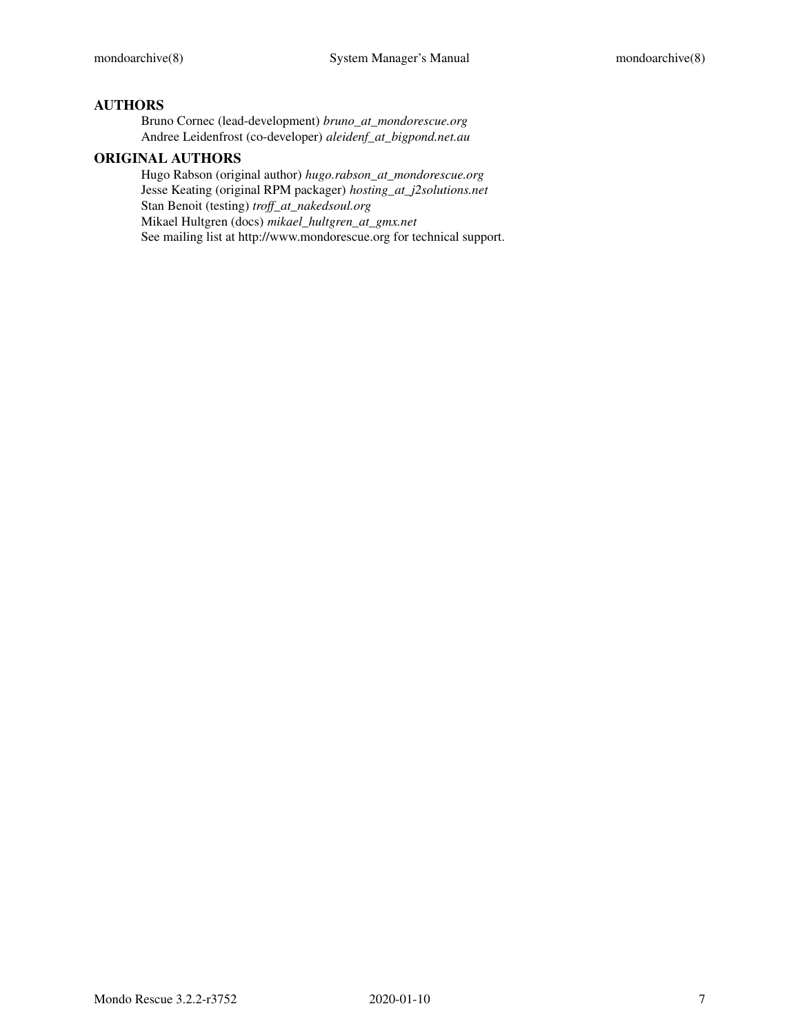## AUTHORS

Bruno Cornec (lead-development) *bruno_at_mondorescue.org*
Andree Leidenfrost (co-developer) *aleidenf_at_bigpond.net.au*

## ORIGINAL AUTHORS

Hugo Rabson (original author) *hugo.rabson_at_mondorescue.org*
Jesse Keating (original RPM packager) *hosting_at_j2solutions.net*
Stan Benoit (testing) *troff_at_nakedsoul.org*
Mikael Hultgren (docs) *mikael_hultgren_at_gmx.net*
See mailing list at http://www.mondorescue.org for technical support.